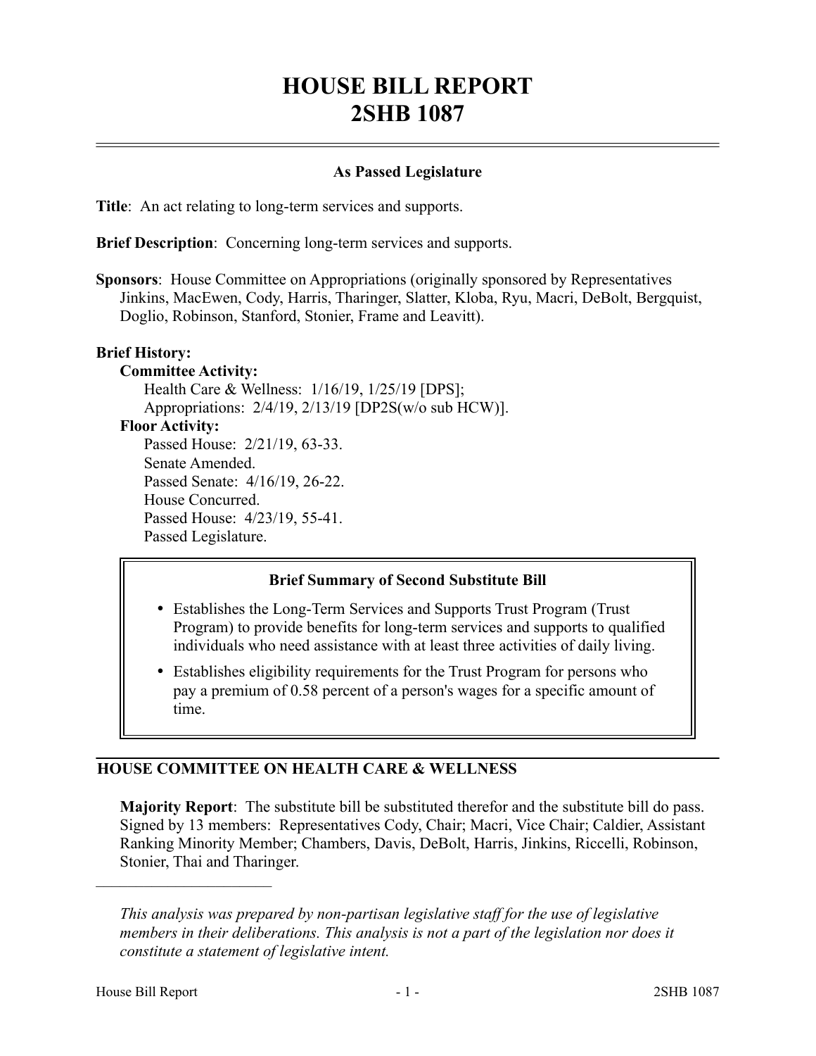# HOUSE BILL REPORT
# 2SHB 1087

**As Passed Legislature**

**Title**: An act relating to long-term services and supports.

**Brief Description**: Concerning long-term services and supports.

**Sponsors**: House Committee on Appropriations (originally sponsored by Representatives Jinkins, MacEwen, Cody, Harris, Tharinger, Slatter, Kloba, Ryu, Macri, DeBolt, Bergquist, Doglio, Robinson, Stanford, Stonier, Frame and Leavitt).

**Brief History:**

**Committee Activity:**

Health Care & Wellness: 1/16/19, 1/25/19 [DPS];
Appropriations: 2/4/19, 2/13/19 [DP2S(w/o sub HCW)].

**Floor Activity:**

Passed House: 2/21/19, 63-33.
Senate Amended.
Passed Senate: 4/16/19, 26-22.
House Concurred.
Passed House: 4/23/19, 55-41.
Passed Legislature.

**Brief Summary of Second Substitute Bill**

- Establishes the Long-Term Services and Supports Trust Program (Trust Program) to provide benefits for long-term services and supports to qualified individuals who need assistance with at least three activities of daily living.
- Establishes eligibility requirements for the Trust Program for persons who pay a premium of 0.58 percent of a person's wages for a specific amount of time.

## HOUSE COMMITTEE ON HEALTH CARE & WELLNESS

**Majority Report**: The substitute bill be substituted therefor and the substitute bill do pass. Signed by 13 members: Representatives Cody, Chair; Macri, Vice Chair; Caldier, Assistant Ranking Minority Member; Chambers, Davis, DeBolt, Harris, Jinkins, Riccelli, Robinson, Stonier, Thai and Tharinger.

---

*This analysis was prepared by non-partisan legislative staff for the use of legislative members in their deliberations. This analysis is not a part of the legislation nor does it constitute a statement of legislative intent.*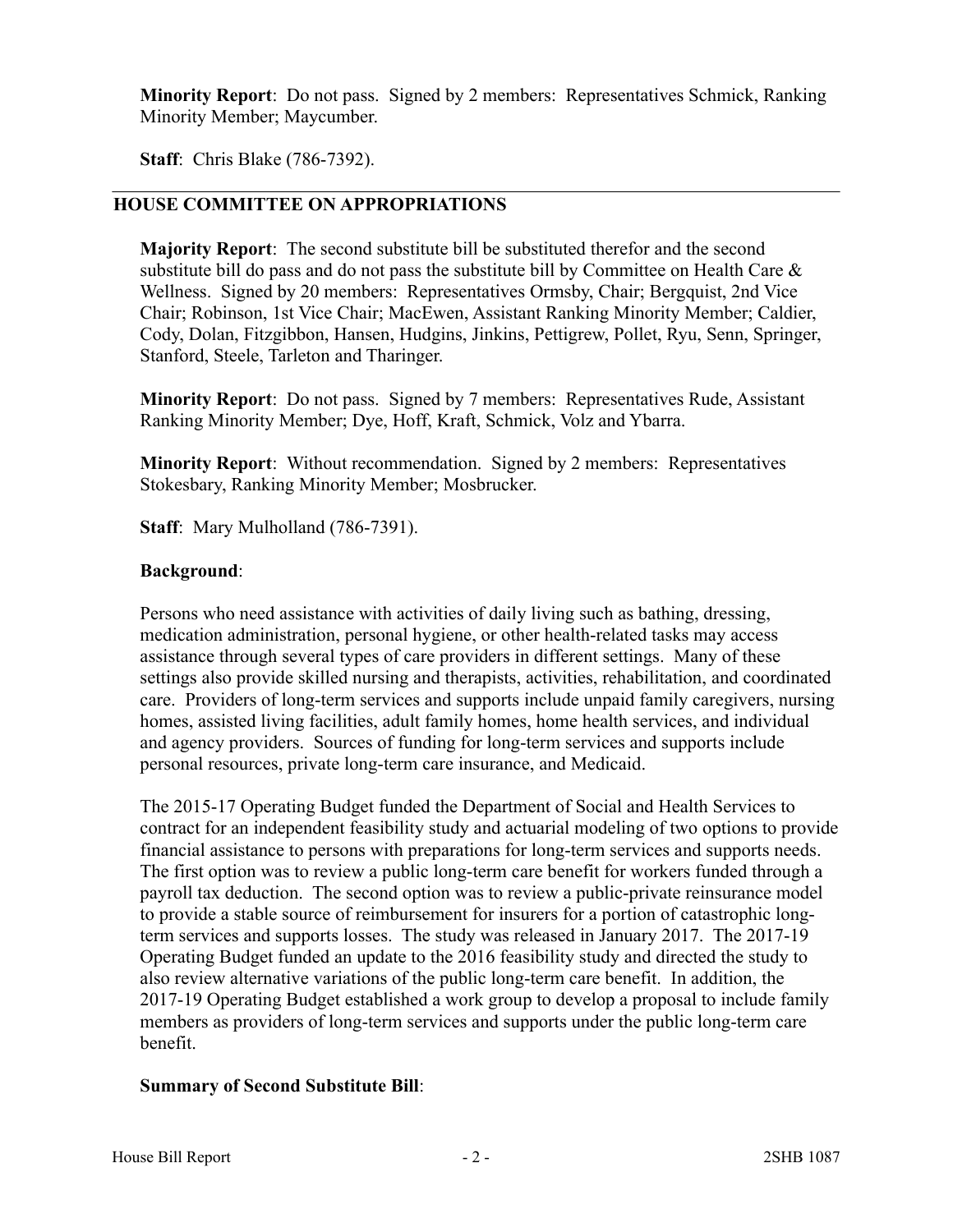**Minority Report**: Do not pass. Signed by 2 members: Representatives Schmick, Ranking Minority Member; Maycumber.

**Staff**: Chris Blake (786-7392).

---

## HOUSE COMMITTEE ON APPROPRIATIONS

**Majority Report**: The second substitute bill be substituted therefor and the second substitute bill do pass and do not pass the substitute bill by Committee on Health Care & Wellness. Signed by 20 members: Representatives Ormsby, Chair; Bergquist, 2nd Vice Chair; Robinson, 1st Vice Chair; MacEwen, Assistant Ranking Minority Member; Caldier, Cody, Dolan, Fitzgibbon, Hansen, Hudgins, Jinkins, Pettigrew, Pollet, Ryu, Senn, Springer, Stanford, Steele, Tarleton and Tharinger.

**Minority Report**: Do not pass. Signed by 7 members: Representatives Rude, Assistant Ranking Minority Member; Dye, Hoff, Kraft, Schmick, Volz and Ybarra.

**Minority Report**: Without recommendation. Signed by 2 members: Representatives Stokesbary, Ranking Minority Member; Mosbrucker.

**Staff**: Mary Mulholland (786-7391).

**Background**:

Persons who need assistance with activities of daily living such as bathing, dressing, medication administration, personal hygiene, or other health-related tasks may access assistance through several types of care providers in different settings. Many of these settings also provide skilled nursing and therapists, activities, rehabilitation, and coordinated care. Providers of long-term services and supports include unpaid family caregivers, nursing homes, assisted living facilities, adult family homes, home health services, and individual and agency providers. Sources of funding for long-term services and supports include personal resources, private long-term care insurance, and Medicaid.

The 2015-17 Operating Budget funded the Department of Social and Health Services to contract for an independent feasibility study and actuarial modeling of two options to provide financial assistance to persons with preparations for long-term services and supports needs. The first option was to review a public long-term care benefit for workers funded through a payroll tax deduction. The second option was to review a public-private reinsurance model to provide a stable source of reimbursement for insurers for a portion of catastrophic long-term services and supports losses. The study was released in January 2017. The 2017-19 Operating Budget funded an update to the 2016 feasibility study and directed the study to also review alternative variations of the public long-term care benefit. In addition, the 2017-19 Operating Budget established a work group to develop a proposal to include family members as providers of long-term services and supports under the public long-term care benefit.

**Summary of Second Substitute Bill**: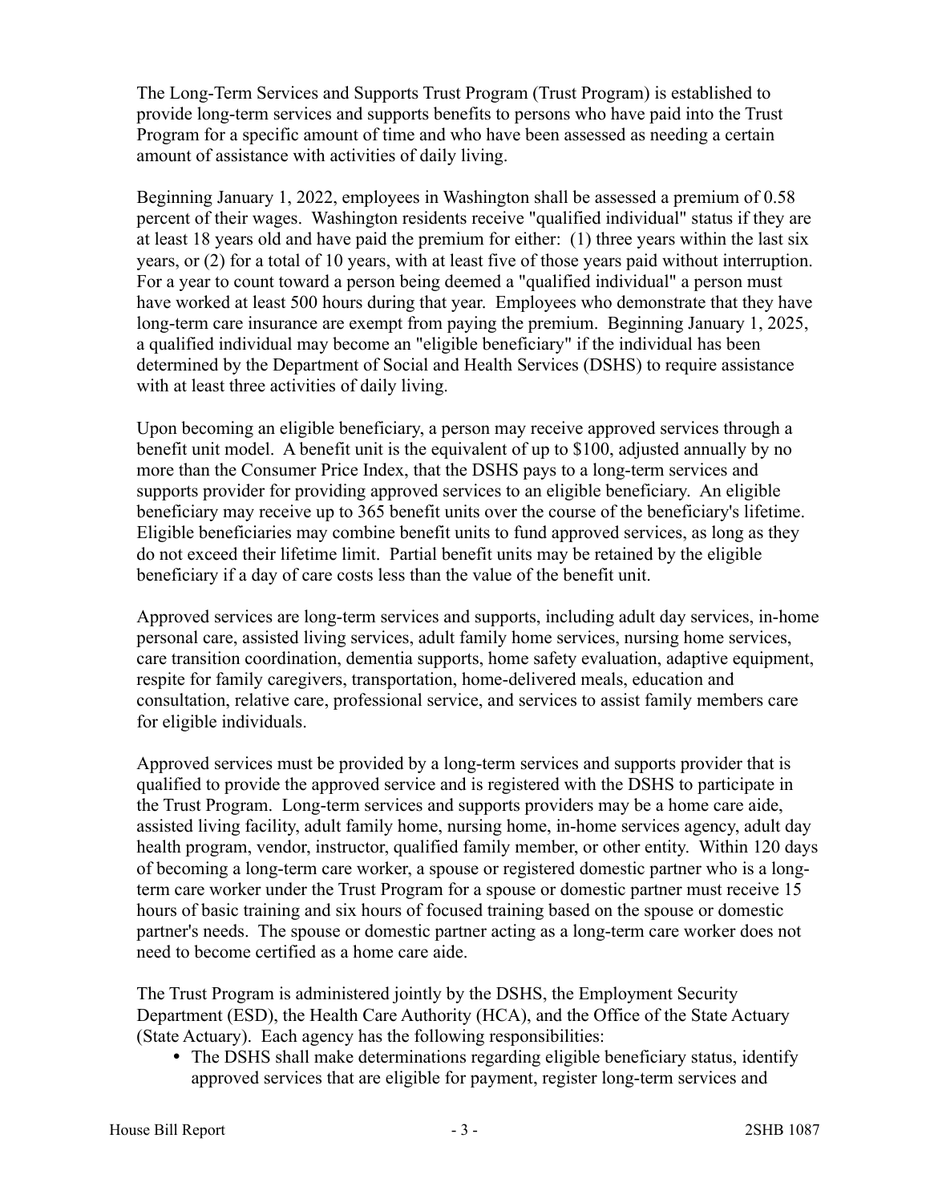The Long-Term Services and Supports Trust Program (Trust Program) is established to provide long-term services and supports benefits to persons who have paid into the Trust Program for a specific amount of time and who have been assessed as needing a certain amount of assistance with activities of daily living.

Beginning January 1, 2022, employees in Washington shall be assessed a premium of 0.58 percent of their wages. Washington residents receive "qualified individual" status if they are at least 18 years old and have paid the premium for either: (1) three years within the last six years, or (2) for a total of 10 years, with at least five of those years paid without interruption. For a year to count toward a person being deemed a "qualified individual" a person must have worked at least 500 hours during that year. Employees who demonstrate that they have long-term care insurance are exempt from paying the premium. Beginning January 1, 2025, a qualified individual may become an "eligible beneficiary" if the individual has been determined by the Department of Social and Health Services (DSHS) to require assistance with at least three activities of daily living.

Upon becoming an eligible beneficiary, a person may receive approved services through a benefit unit model. A benefit unit is the equivalent of up to $100, adjusted annually by no more than the Consumer Price Index, that the DSHS pays to a long-term services and supports provider for providing approved services to an eligible beneficiary. An eligible beneficiary may receive up to 365 benefit units over the course of the beneficiary's lifetime. Eligible beneficiaries may combine benefit units to fund approved services, as long as they do not exceed their lifetime limit. Partial benefit units may be retained by the eligible beneficiary if a day of care costs less than the value of the benefit unit.

Approved services are long-term services and supports, including adult day services, in-home personal care, assisted living services, adult family home services, nursing home services, care transition coordination, dementia supports, home safety evaluation, adaptive equipment, respite for family caregivers, transportation, home-delivered meals, education and consultation, relative care, professional service, and services to assist family members care for eligible individuals.

Approved services must be provided by a long-term services and supports provider that is qualified to provide the approved service and is registered with the DSHS to participate in the Trust Program. Long-term services and supports providers may be a home care aide, assisted living facility, adult family home, nursing home, in-home services agency, adult day health program, vendor, instructor, qualified family member, or other entity. Within 120 days of becoming a long-term care worker, a spouse or registered domestic partner who is a long-term care worker under the Trust Program for a spouse or domestic partner must receive 15 hours of basic training and six hours of focused training based on the spouse or domestic partner's needs. The spouse or domestic partner acting as a long-term care worker does not need to become certified as a home care aide.

The Trust Program is administered jointly by the DSHS, the Employment Security Department (ESD), the Health Care Authority (HCA), and the Office of the State Actuary (State Actuary). Each agency has the following responsibilities:

- The DSHS shall make determinations regarding eligible beneficiary status, identify approved services that are eligible for payment, register long-term services and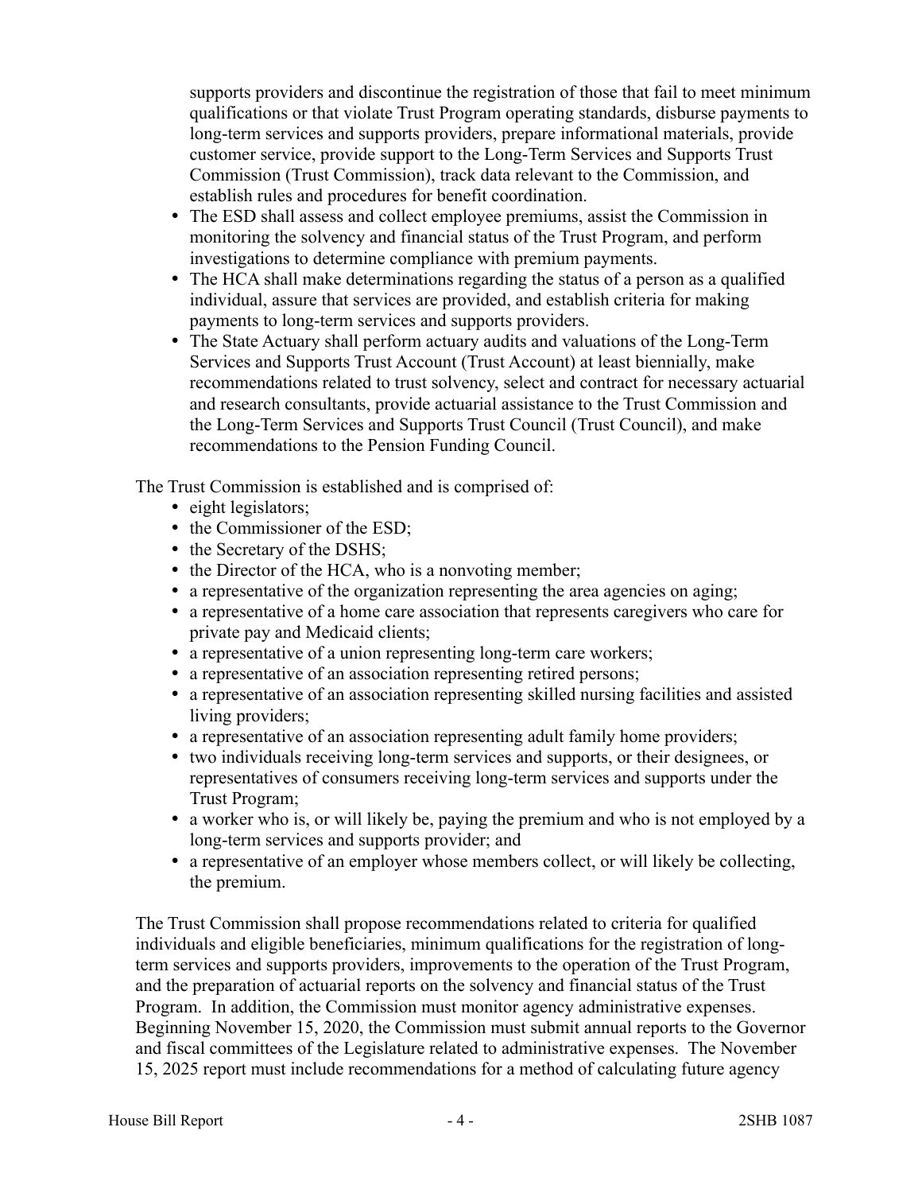supports providers and discontinue the registration of those that fail to meet minimum qualifications or that violate Trust Program operating standards, disburse payments to long-term services and supports providers, prepare informational materials, provide customer service, provide support to the Long-Term Services and Supports Trust Commission (Trust Commission), track data relevant to the Commission, and establish rules and procedures for benefit coordination.
- The ESD shall assess and collect employee premiums, assist the Commission in monitoring the solvency and financial status of the Trust Program, and perform investigations to determine compliance with premium payments.
- The HCA shall make determinations regarding the status of a person as a qualified individual, assure that services are provided, and establish criteria for making payments to long-term services and supports providers.
- The State Actuary shall perform actuary audits and valuations of the Long-Term Services and Supports Trust Account (Trust Account) at least biennially, make recommendations related to trust solvency, select and contract for necessary actuarial and research consultants, provide actuarial assistance to the Trust Commission and the Long-Term Services and Supports Trust Council (Trust Council), and make recommendations to the Pension Funding Council.

The Trust Commission is established and is comprised of:

- eight legislators;
- the Commissioner of the ESD;
- the Secretary of the DSHS;
- the Director of the HCA, who is a nonvoting member;
- a representative of the organization representing the area agencies on aging;
- a representative of a home care association that represents caregivers who care for private pay and Medicaid clients;
- a representative of a union representing long-term care workers;
- a representative of an association representing retired persons;
- a representative of an association representing skilled nursing facilities and assisted living providers;
- a representative of an association representing adult family home providers;
- two individuals receiving long-term services and supports, or their designees, or representatives of consumers receiving long-term services and supports under the Trust Program;
- a worker who is, or will likely be, paying the premium and who is not employed by a long-term services and supports provider; and
- a representative of an employer whose members collect, or will likely be collecting, the premium.

The Trust Commission shall propose recommendations related to criteria for qualified individuals and eligible beneficiaries, minimum qualifications for the registration of long-term services and supports providers, improvements to the operation of the Trust Program, and the preparation of actuarial reports on the solvency and financial status of the Trust Program. In addition, the Commission must monitor agency administrative expenses. Beginning November 15, 2020, the Commission must submit annual reports to the Governor and fiscal committees of the Legislature related to administrative expenses. The November 15, 2025 report must include recommendations for a method of calculating future agency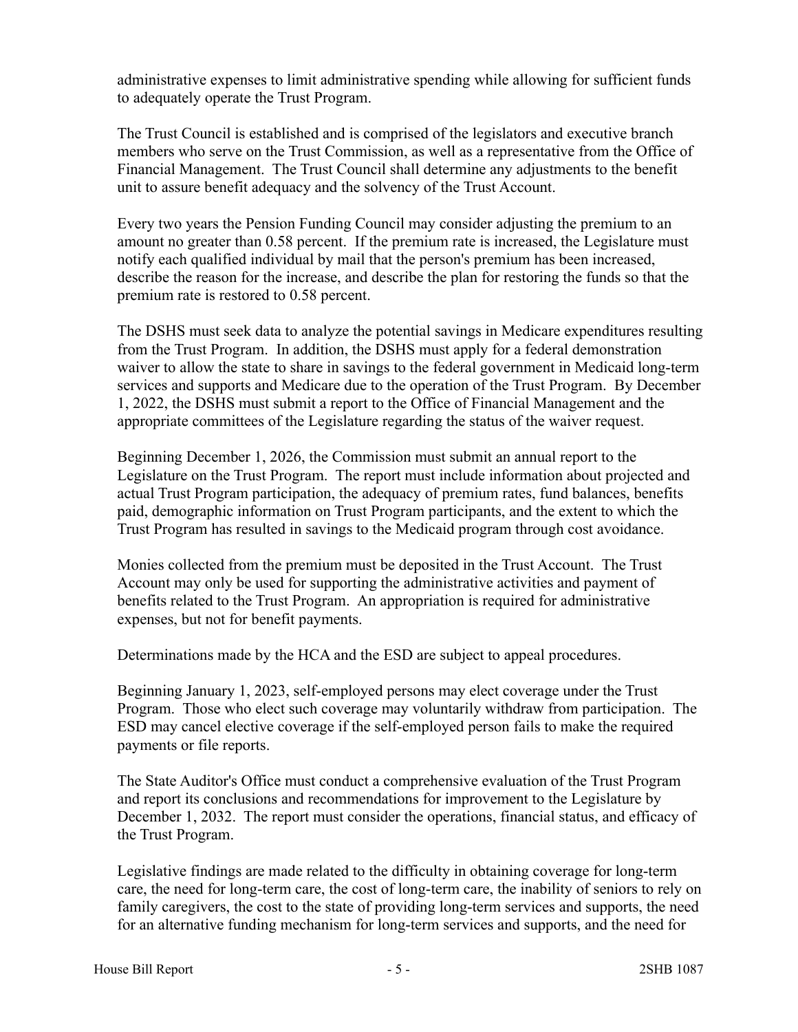administrative expenses to limit administrative spending while allowing for sufficient funds to adequately operate the Trust Program.

The Trust Council is established and is comprised of the legislators and executive branch members who serve on the Trust Commission, as well as a representative from the Office of Financial Management. The Trust Council shall determine any adjustments to the benefit unit to assure benefit adequacy and the solvency of the Trust Account.

Every two years the Pension Funding Council may consider adjusting the premium to an amount no greater than 0.58 percent. If the premium rate is increased, the Legislature must notify each qualified individual by mail that the person's premium has been increased, describe the reason for the increase, and describe the plan for restoring the funds so that the premium rate is restored to 0.58 percent.

The DSHS must seek data to analyze the potential savings in Medicare expenditures resulting from the Trust Program. In addition, the DSHS must apply for a federal demonstration waiver to allow the state to share in savings to the federal government in Medicaid long-term services and supports and Medicare due to the operation of the Trust Program. By December 1, 2022, the DSHS must submit a report to the Office of Financial Management and the appropriate committees of the Legislature regarding the status of the waiver request.

Beginning December 1, 2026, the Commission must submit an annual report to the Legislature on the Trust Program. The report must include information about projected and actual Trust Program participation, the adequacy of premium rates, fund balances, benefits paid, demographic information on Trust Program participants, and the extent to which the Trust Program has resulted in savings to the Medicaid program through cost avoidance.

Monies collected from the premium must be deposited in the Trust Account. The Trust Account may only be used for supporting the administrative activities and payment of benefits related to the Trust Program. An appropriation is required for administrative expenses, but not for benefit payments.

Determinations made by the HCA and the ESD are subject to appeal procedures.

Beginning January 1, 2023, self-employed persons may elect coverage under the Trust Program. Those who elect such coverage may voluntarily withdraw from participation. The ESD may cancel elective coverage if the self-employed person fails to make the required payments or file reports.

The State Auditor's Office must conduct a comprehensive evaluation of the Trust Program and report its conclusions and recommendations for improvement to the Legislature by December 1, 2032. The report must consider the operations, financial status, and efficacy of the Trust Program.

Legislative findings are made related to the difficulty in obtaining coverage for long-term care, the need for long-term care, the cost of long-term care, the inability of seniors to rely on family caregivers, the cost to the state of providing long-term services and supports, the need for an alternative funding mechanism for long-term services and supports, and the need for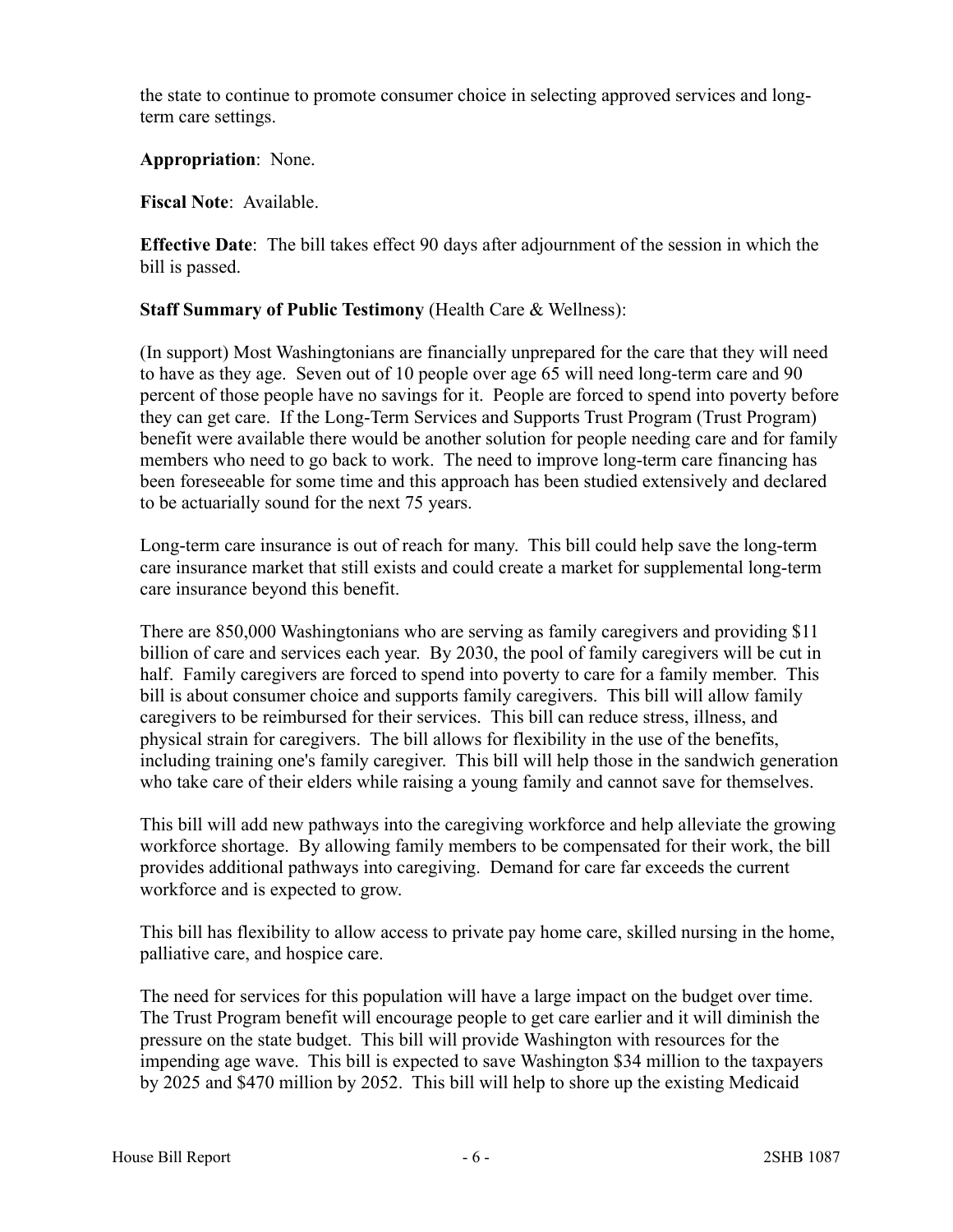the state to continue to promote consumer choice in selecting approved services and long-term care settings.

**Appropriation**: None.

**Fiscal Note**: Available.

**Effective Date**: The bill takes effect 90 days after adjournment of the session in which the bill is passed.

**Staff Summary of Public Testimony** (Health Care & Wellness):

(In support) Most Washingtonians are financially unprepared for the care that they will need to have as they age. Seven out of 10 people over age 65 will need long-term care and 90 percent of those people have no savings for it. People are forced to spend into poverty before they can get care. If the Long-Term Services and Supports Trust Program (Trust Program) benefit were available there would be another solution for people needing care and for family members who need to go back to work. The need to improve long-term care financing has been foreseeable for some time and this approach has been studied extensively and declared to be actuarially sound for the next 75 years.

Long-term care insurance is out of reach for many. This bill could help save the long-term care insurance market that still exists and could create a market for supplemental long-term care insurance beyond this benefit.

There are 850,000 Washingtonians who are serving as family caregivers and providing $11 billion of care and services each year. By 2030, the pool of family caregivers will be cut in half. Family caregivers are forced to spend into poverty to care for a family member. This bill is about consumer choice and supports family caregivers. This bill will allow family caregivers to be reimbursed for their services. This bill can reduce stress, illness, and physical strain for caregivers. The bill allows for flexibility in the use of the benefits, including training one's family caregiver. This bill will help those in the sandwich generation who take care of their elders while raising a young family and cannot save for themselves.

This bill will add new pathways into the caregiving workforce and help alleviate the growing workforce shortage. By allowing family members to be compensated for their work, the bill provides additional pathways into caregiving. Demand for care far exceeds the current workforce and is expected to grow.

This bill has flexibility to allow access to private pay home care, skilled nursing in the home, palliative care, and hospice care.

The need for services for this population will have a large impact on the budget over time. The Trust Program benefit will encourage people to get care earlier and it will diminish the pressure on the state budget. This bill will provide Washington with resources for the impending age wave. This bill is expected to save Washington $34 million to the taxpayers by 2025 and $470 million by 2052. This bill will help to shore up the existing Medicaid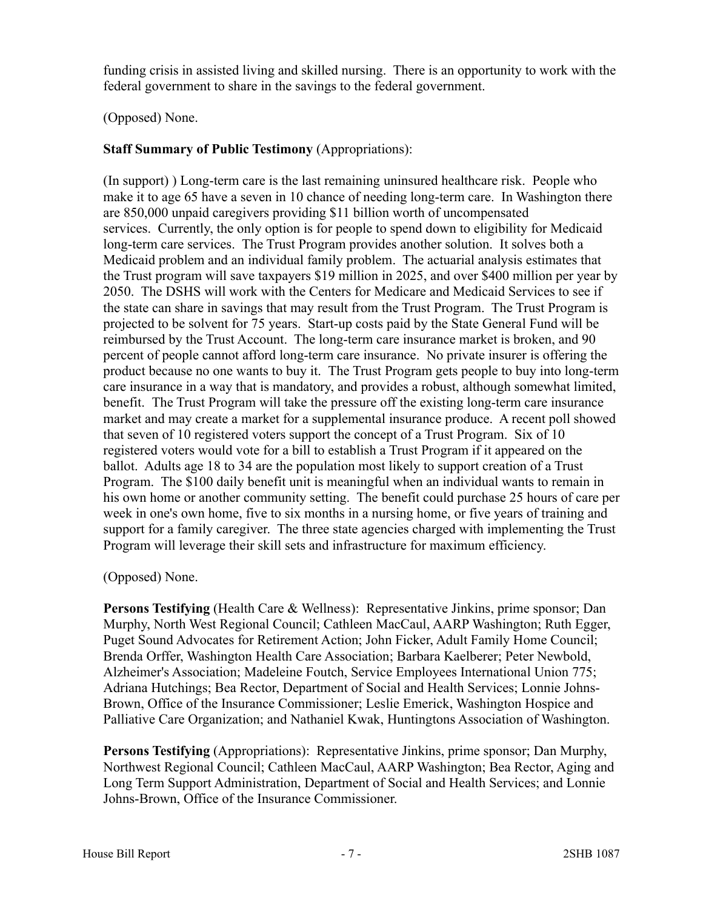funding crisis in assisted living and skilled nursing. There is an opportunity to work with the federal government to share in the savings to the federal government.

(Opposed) None.

**Staff Summary of Public Testimony** (Appropriations):

(In support) ) Long-term care is the last remaining uninsured healthcare risk. People who make it to age 65 have a seven in 10 chance of needing long-term care. In Washington there are 850,000 unpaid caregivers providing $11 billion worth of uncompensated services. Currently, the only option is for people to spend down to eligibility for Medicaid long-term care services. The Trust Program provides another solution. It solves both a Medicaid problem and an individual family problem. The actuarial analysis estimates that the Trust program will save taxpayers $19 million in 2025, and over $400 million per year by 2050. The DSHS will work with the Centers for Medicare and Medicaid Services to see if the state can share in savings that may result from the Trust Program. The Trust Program is projected to be solvent for 75 years. Start-up costs paid by the State General Fund will be reimbursed by the Trust Account. The long-term care insurance market is broken, and 90 percent of people cannot afford long-term care insurance. No private insurer is offering the product because no one wants to buy it. The Trust Program gets people to buy into long-term care insurance in a way that is mandatory, and provides a robust, although somewhat limited, benefit. The Trust Program will take the pressure off the existing long-term care insurance market and may create a market for a supplemental insurance produce. A recent poll showed that seven of 10 registered voters support the concept of a Trust Program. Six of 10 registered voters would vote for a bill to establish a Trust Program if it appeared on the ballot. Adults age 18 to 34 are the population most likely to support creation of a Trust Program. The $100 daily benefit unit is meaningful when an individual wants to remain in his own home or another community setting. The benefit could purchase 25 hours of care per week in one's own home, five to six months in a nursing home, or five years of training and support for a family caregiver. The three state agencies charged with implementing the Trust Program will leverage their skill sets and infrastructure for maximum efficiency.

(Opposed) None.

**Persons Testifying** (Health Care & Wellness): Representative Jinkins, prime sponsor; Dan Murphy, North West Regional Council; Cathleen MacCaul, AARP Washington; Ruth Egger, Puget Sound Advocates for Retirement Action; John Ficker, Adult Family Home Council; Brenda Orffer, Washington Health Care Association; Barbara Kaelberer; Peter Newbold, Alzheimer's Association; Madeleine Foutch, Service Employees International Union 775; Adriana Hutchings; Bea Rector, Department of Social and Health Services; Lonnie Johns-Brown, Office of the Insurance Commissioner; Leslie Emerick, Washington Hospice and Palliative Care Organization; and Nathaniel Kwak, Huntingtons Association of Washington.

**Persons Testifying** (Appropriations): Representative Jinkins, prime sponsor; Dan Murphy, Northwest Regional Council; Cathleen MacCaul, AARP Washington; Bea Rector, Aging and Long Term Support Administration, Department of Social and Health Services; and Lonnie Johns-Brown, Office of the Insurance Commissioner.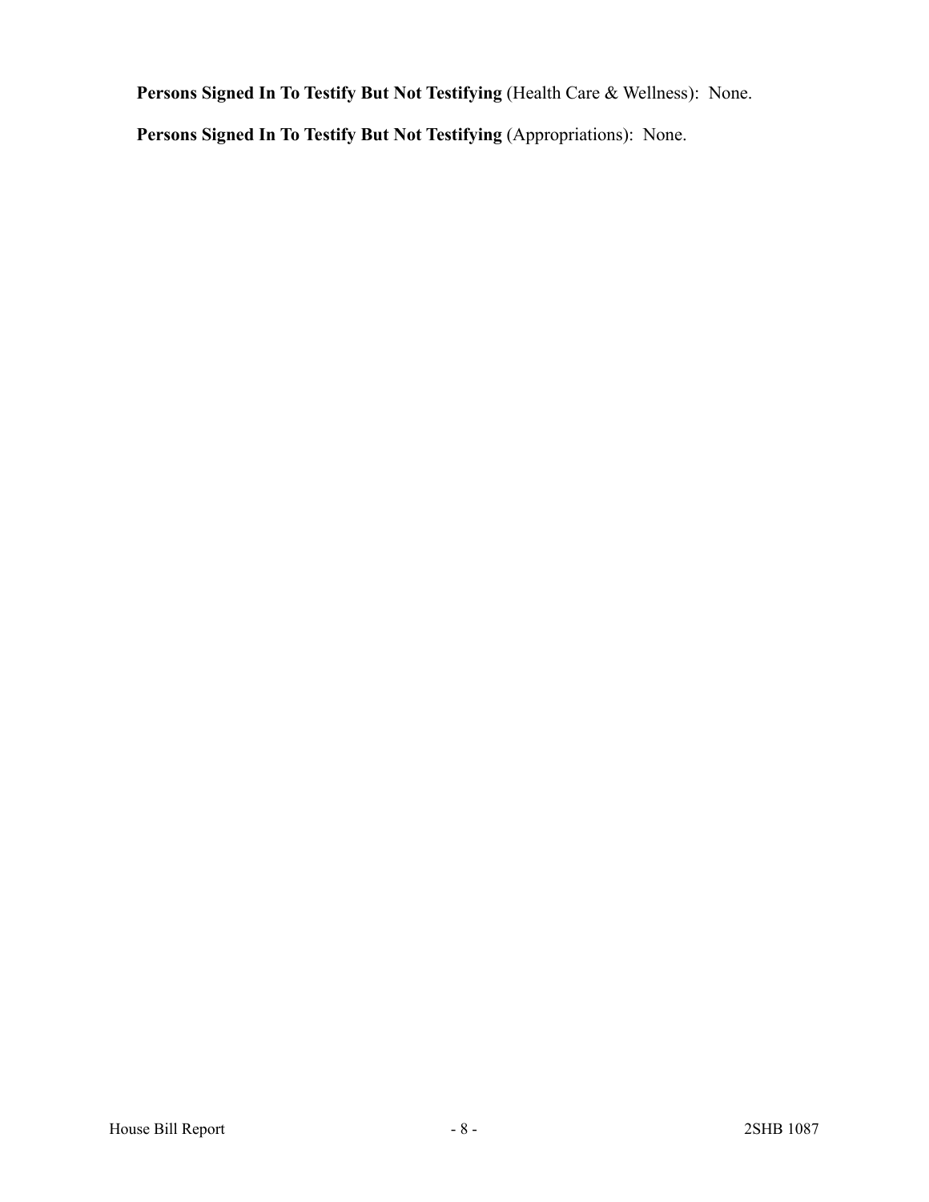**Persons Signed In To Testify But Not Testifying** (Health Care & Wellness): None.

**Persons Signed In To Testify But Not Testifying** (Appropriations): None.